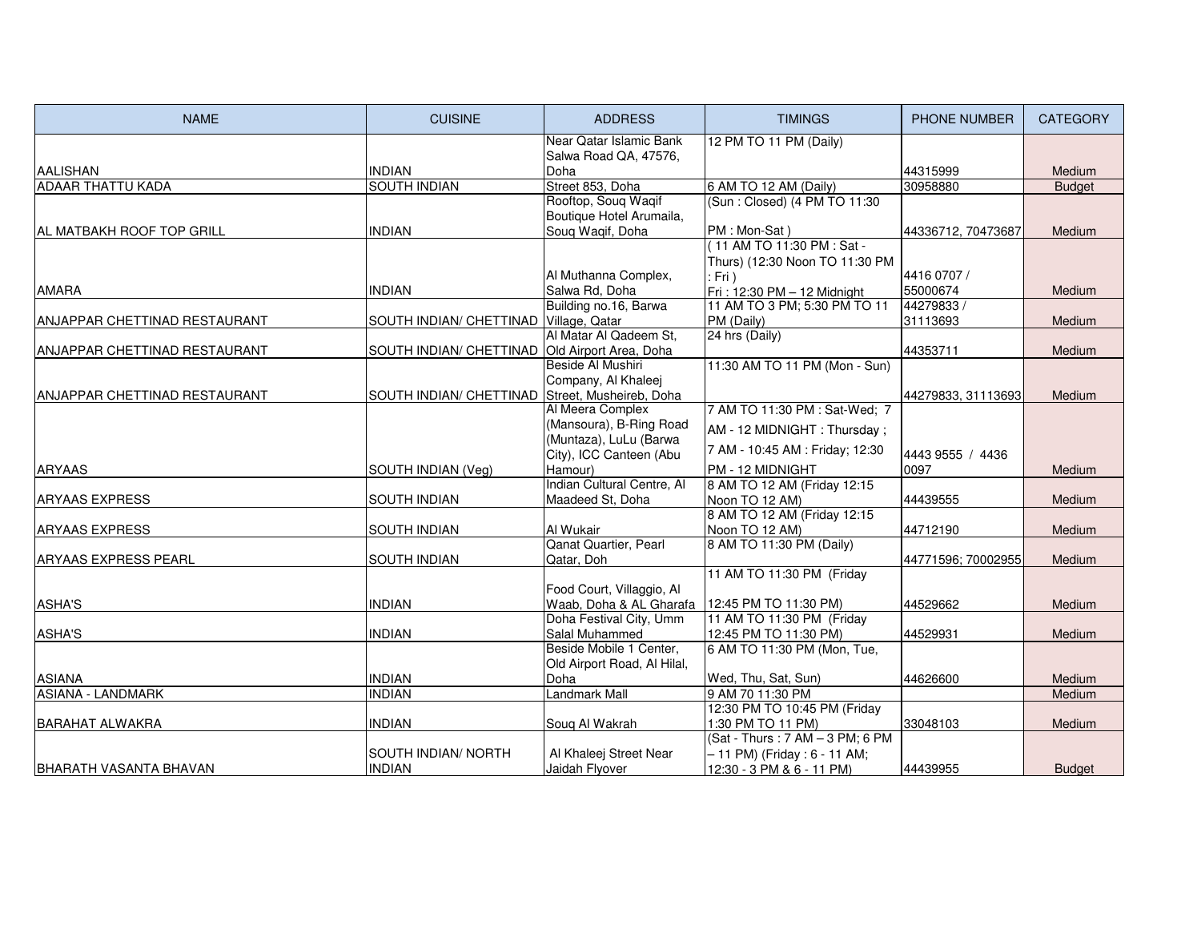| NAME | CUISINE | ADDRESS | TIMINGS | PHONE NUMBER | CATEGORY |
|---|---|---|---|---|---|
| AALISHAN | INDIAN | Near Qatar Islamic Bank Salwa Road QA, 47576, Doha | 12 PM TO 11 PM (Daily) | 44315999 | Medium |
| ADAAR THATTU KADA | SOUTH INDIAN | Street 853, Doha | 6 AM TO 12 AM (Daily) | 30958880 | Budget |
| AL MATBAKH ROOF TOP GRILL | INDIAN | Rooftop, Souq Waqif Boutique Hotel Arumaila, Souq Waqif, Doha | (Sun : Closed) (4 PM TO 11:30 PM : Mon-Sat ) | 44336712, 70473687 | Medium |
| AMARA | INDIAN | Al Muthanna Complex, Salwa Rd, Doha | ( 11 AM TO 11:30 PM : Sat - Thurs) (12:30 Noon TO 11:30 PM : Fri ) Fri : 12:30 PM – 12 Midnight | 4416 0707 / 55000674 | Medium |
| ANJAPPAR CHETTINAD RESTAURANT | SOUTH INDIAN/ CHETTINAD | Building no.16, Barwa Village, Qatar | 11 AM TO 3 PM; 5:30 PM TO 11 PM (Daily) | 44279833 / 31113693 | Medium |
| ANJAPPAR CHETTINAD RESTAURANT | SOUTH INDIAN/ CHETTINAD | Al Matar Al Qadeem St, Old Airport Area, Doha | 24 hrs (Daily) | 44353711 | Medium |
| ANJAPPAR CHETTINAD RESTAURANT | SOUTH INDIAN/ CHETTINAD | Beside Al Mushiri Company, Al Khaleej Street, Musheireb, Doha | 11:30 AM TO 11 PM (Mon - Sun) | 44279833, 31113693 | Medium |
| ARYAAS | SOUTH INDIAN (Veg) | Al Meera Complex (Mansoura), B-Ring Road (Muntaza), LuLu (Barwa City), ICC Canteen (Abu Hamour) | 7 AM TO 11:30 PM : Sat-Wed; 7 AM - 12 MIDNIGHT : Thursday ; 7 AM - 10:45 AM : Friday; 12:30 PM - 12 MIDNIGHT | 4443 9555 / 4436 0097 | Medium |
| ARYAAS EXPRESS | SOUTH INDIAN | Indian Cultural Centre, Al Maadeed St, Doha | 8 AM TO 12 AM (Friday 12:15 Noon TO 12 AM) | 44439555 | Medium |
| ARYAAS EXPRESS | SOUTH INDIAN | Al Wukair | 8 AM TO 12 AM (Friday 12:15 Noon TO 12 AM) | 44712190 | Medium |
| ARYAAS EXPRESS PEARL | SOUTH INDIAN | Qanat Quartier, Pearl Qatar, Doh | 8 AM TO 11:30 PM (Daily) | 44771596; 70002955 | Medium |
| ASHA'S | INDIAN | Food Court, Villaggio, Al Waab, Doha & AL Gharafa | 11 AM TO 11:30 PM (Friday 12:45 PM TO 11:30 PM) | 44529662 | Medium |
| ASHA'S | INDIAN | Doha Festival City, Umm Salal Muhammed | 11 AM TO 11:30 PM (Friday 12:45 PM TO 11:30 PM) | 44529931 | Medium |
| ASIANA | INDIAN | Beside Mobile 1 Center, Old Airport Road, Al Hilal, Doha | 6 AM TO 11:30 PM (Mon, Tue, Wed, Thu, Sat, Sun) | 44626600 | Medium |
| ASIANA - LANDMARK | INDIAN | Landmark Mall | 9 AM 70 11:30 PM | | Medium |
| BARAHAT ALWAKRA | INDIAN | Souq Al Wakrah | 12:30 PM TO 10:45 PM (Friday 1:30 PM TO 11 PM) | 33048103 | Medium |
| BHARATH VASANTA BHAVAN | SOUTH INDIAN/ NORTH INDIAN | Al Khaleej Street Near Jaidah Flyover | (Sat - Thurs : 7 AM – 3 PM; 6 PM – 11 PM) (Friday : 6 - 11 AM; 12:30 - 3 PM & 6 - 11 PM) | 44439955 | Budget |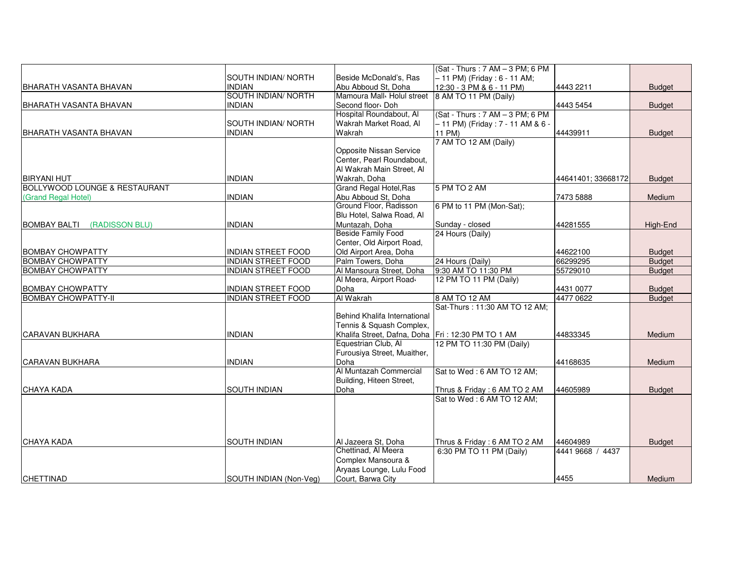| | | | | | |
|---|---|---|---|---|---|
| BHARATH VASANTA BHAVAN | SOUTH INDIAN/ NORTH INDIAN | Beside McDonald's, Ras Abu Abboud St, Doha | (Sat - Thurs : 7 AM – 3 PM; 6 PM – 11 PM) (Friday : 6 - 11 AM; 12:30 - 3 PM & 6 - 11 PM) | 4443 2211 | Budget |
| BHARATH VASANTA BHAVAN | SOUTH INDIAN/ NORTH INDIAN | Mamoura Mall، Holul street Second floor، Doh | 8 AM TO 11 PM (Daily) | 4443 5454 | Budget |
| BHARATH VASANTA BHAVAN | SOUTH INDIAN/ NORTH INDIAN | Hospital Roundabout, Al Wakrah Market Road, Al Wakrah | (Sat - Thurs : 7 AM – 3 PM; 6 PM – 11 PM) (Friday : 7 - 11 AM & 6 - 11 PM) | 44439911 | Budget |
| BIRYANI HUT | INDIAN | Opposite Nissan Service Center, Pearl Roundabout, Al Wakrah Main Street, Al Wakrah, Doha | 7 AM TO 12 AM (Daily) | 44641401; 33668172 | Budget |
| BOLLYWOOD LOUNGE & RESTAURANT (Grand Regal Hotel) | INDIAN | Grand Regal Hotel,Ras Abu Abboud St, Doha | 5 PM TO 2 AM | 7473 5888 | Medium |
| BOMBAY BALTI (RADISSON BLU) | INDIAN | Ground Floor, Radisson Blu Hotel, Salwa Road, Al Muntazah, Doha | 6 PM to 11 PM (Mon-Sat); Sunday - closed | 44281555 | High-End |
| BOMBAY CHOWPATTY | INDIAN STREET FOOD | Beside Family Food Center, Old Airport Road, Old Airport Area, Doha | 24 Hours (Daily) | 44622100 | Budget |
| BOMBAY CHOWPATTY | INDIAN STREET FOOD | Palm Towers, Doha | 24 Hours (Daily) | 66299295 | Budget |
| BOMBAY CHOWPATTY | INDIAN STREET FOOD | Al Mansoura Street, Doha | 9:30 AM TO 11:30 PM | 55729010 | Budget |
| BOMBAY CHOWPATTY | INDIAN STREET FOOD | Al Meera, Airport Road، Doha | 12 PM TO 11 PM (Daily) | 4431 0077 | Budget |
| BOMBAY CHOWPATTY-II | INDIAN STREET FOOD | Al Wakrah | 8 AM TO 12 AM | 4477 0622 | Budget |
| CARAVAN BUKHARA | INDIAN | Behind Khalifa International Tennis & Squash Complex, Khalifa Street, Dafna, Doha | Sat-Thurs : 11:30 AM TO 12 AM; Fri : 12:30 PM TO 1 AM | 44833345 | Medium |
| CARAVAN BUKHARA | INDIAN | Equestrian Club, Al Furousiya Street, Muaither, Doha | 12 PM TO 11:30 PM (Daily) | 44168635 | Medium |
| CHAYA KADA | SOUTH INDIAN | Al Muntazah Commercial Building, Hiteen Street, Doha | Sat to Wed : 6 AM TO 12 AM; Thrus & Friday : 6 AM TO 2 AM | 44605989 | Budget |
| CHAYA KADA | SOUTH INDIAN | Al Jazeera St, Doha | Sat to Wed : 6 AM TO 12 AM; Thrus & Friday : 6 AM TO 2 AM | 44604989 | Budget |
| CHETTINAD | SOUTH INDIAN (Non-Veg) | Chettinad, Al Meera Complex Mansoura & Aryaas Lounge, Lulu Food Court, Barwa City | 6:30 PM TO 11 PM (Daily) | 4441 9668 / 4437 4455 | Medium |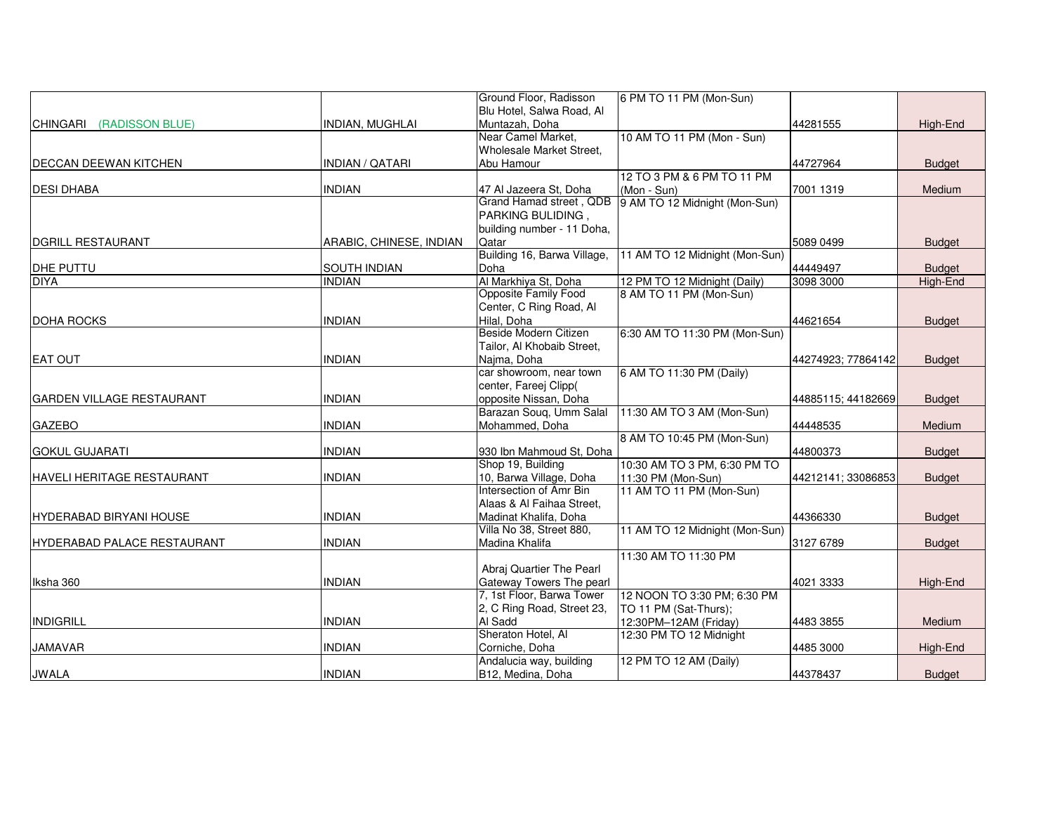| | | | | | |
|---|---|---|---|---|---|
| CHINGARI (RADISSON BLUE) | INDIAN, MUGHLAI | Ground Floor, Radisson Blu Hotel, Salwa Road, Al Muntazah, Doha | 6 PM TO 11 PM (Mon-Sun) | 44281555 | High-End |
| DECCAN DEEWAN KITCHEN | INDIAN / QATARI | Near Camel Market, Wholesale Market Street, Abu Hamour | 10 AM TO 11 PM (Mon - Sun) | 44727964 | Budget |
| DESI DHABA | INDIAN | 47 Al Jazeera St, Doha | 12 TO 3 PM & 6 PM TO 11 PM (Mon - Sun) | 7001 1319 | Medium |
| DGRILL RESTAURANT | ARABIC, CHINESE, INDIAN | Grand Hamad street , QDB PARKING BULIDING , building number - 11 Doha, Qatar | 9 AM TO 12 Midnight (Mon-Sun) | 5089 0499 | Budget |
| DHE PUTTU | SOUTH INDIAN | Building 16, Barwa Village, Doha | 11 AM TO 12 Midnight (Mon-Sun) | 44449497 | Budget |
| DIYA | INDIAN | Al Markhiya St, Doha | 12 PM TO 12 Midnight (Daily) | 3098 3000 | High-End |
| DOHA ROCKS | INDIAN | Opposite Family Food Center, C Ring Road, Al Hilal, Doha | 8 AM TO 11 PM (Mon-Sun) | 44621654 | Budget |
| EAT OUT | INDIAN | Beside Modern Citizen Tailor, Al Khobaib Street, Najma, Doha | 6:30 AM TO 11:30 PM (Mon-Sun) | 44274923; 77864142 | Budget |
| GARDEN VILLAGE RESTAURANT | INDIAN | car showroom, near town center, Fareej Clipp( opposite Nissan, Doha | 6 AM TO 11:30 PM (Daily) | 44885115; 44182669 | Budget |
| GAZEBO | INDIAN | Barazan Souq, Umm Salal Mohammed, Doha | 11:30 AM TO 3 AM (Mon-Sun) | 44448535 | Medium |
| GOKUL GUJARATI | INDIAN | 930 Ibn Mahmoud St, Doha | 8 AM TO 10:45 PM (Mon-Sun) | 44800373 | Budget |
| HAVELI HERITAGE RESTAURANT | INDIAN | Shop 19, Building 10, Barwa Village, Doha | 10:30 AM TO 3 PM, 6:30 PM TO 11:30 PM (Mon-Sun) | 44212141; 33086853 | Budget |
| HYDERABAD BIRYANI HOUSE | INDIAN | Intersection of Amr Bin Alaas & Al Faihaa Street, Madinat Khalifa, Doha | 11 AM TO 11 PM (Mon-Sun) | 44366330 | Budget |
| HYDERABAD PALACE RESTAURANT | INDIAN | Villa No 38, Street 880, Madina Khalifa | 11 AM TO 12 Midnight (Mon-Sun) | 3127 6789 | Budget |
| Iksha 360 | INDIAN | Abraj Quartier The Pearl Gateway Towers The pearl | 11:30 AM TO 11:30 PM | 4021 3333 | High-End |
| INDIGRILL | INDIAN | 7, 1st Floor, Barwa Tower 2, C Ring Road, Street 23, Al Sadd | 12 NOON TO 3:30 PM; 6:30 PM TO 11 PM (Sat-Thurs); 12:30PM–12AM (Friday) | 4483 3855 | Medium |
| JAMAVAR | INDIAN | Sheraton Hotel, Al Corniche, Doha | 12:30 PM TO 12 Midnight | 4485 3000 | High-End |
| JWALA | INDIAN | Andalucia way, building B12, Medina, Doha | 12 PM TO 12 AM (Daily) | 44378437 | Budget |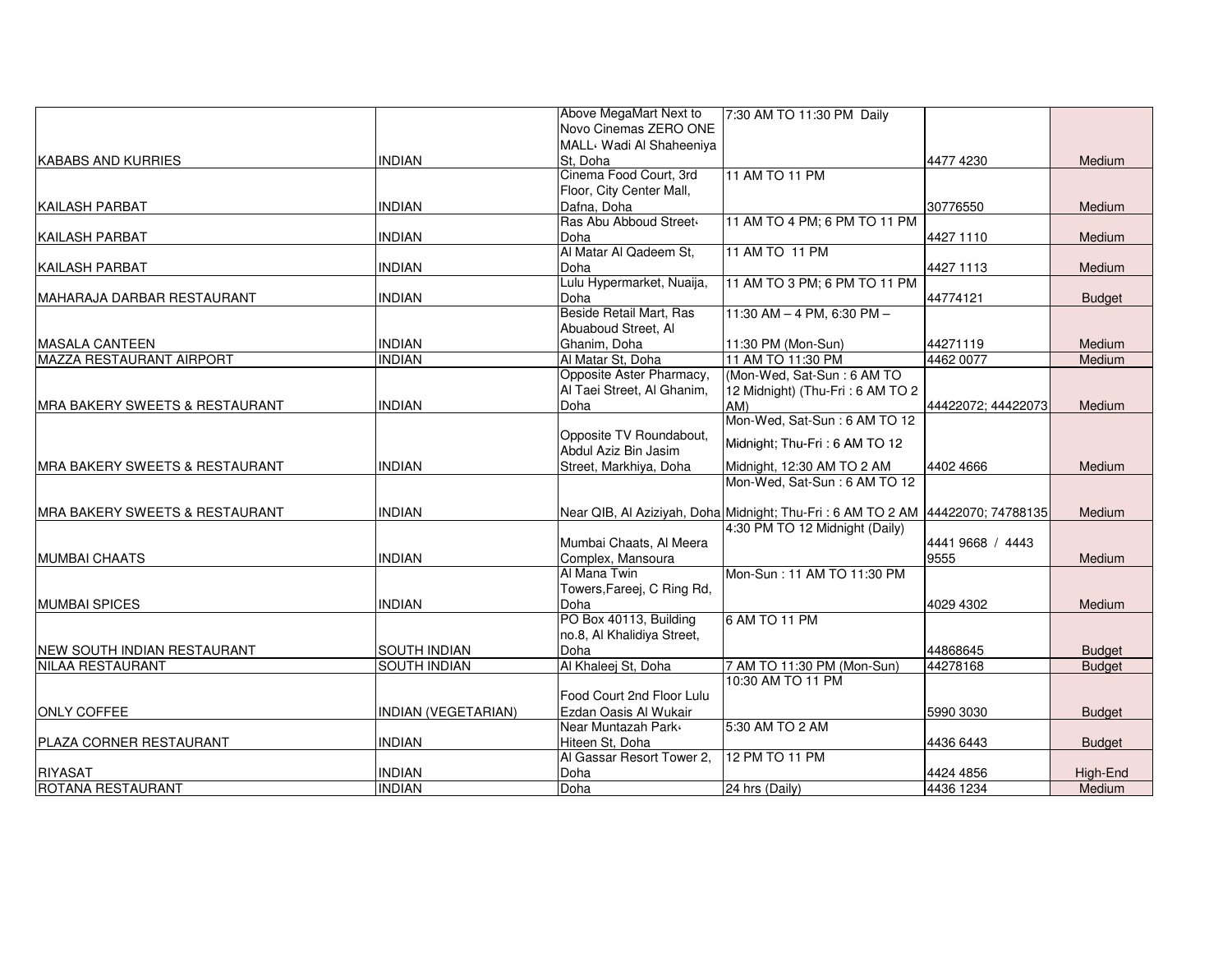| | | | | | |
|---|---|---|---|---|---|
| KABABS AND KURRIES | INDIAN | Above MegaMart Next to Novo Cinemas ZERO ONE MALL، Wadi Al Shaheeniya St, Doha | 7:30 AM TO 11:30 PM Daily | 4477 4230 | Medium |
| KAILASH PARBAT | INDIAN | Cinema Food Court, 3rd Floor, City Center Mall, Dafna, Doha | 11 AM TO 11 PM | 30776550 | Medium |
| KAILASH PARBAT | INDIAN | Ras Abu Abboud Street، Doha | 11 AM TO 4 PM; 6 PM TO 11 PM | 4427 1110 | Medium |
| KAILASH PARBAT | INDIAN | Al Matar Al Qadeem St, Doha | 11 AM TO 11 PM | 4427 1113 | Medium |
| MAHARAJA DARBAR RESTAURANT | INDIAN | Lulu Hypermarket, Nuaija, Doha | 11 AM TO 3 PM; 6 PM TO 11 PM | 44774121 | Budget |
| MASALA CANTEEN | INDIAN | Beside Retail Mart, Ras Abuaboud Street, Al Ghanim, Doha | 11:30 AM – 4 PM, 6:30 PM – 11:30 PM (Mon-Sun) | 44271119 | Medium |
| MAZZA RESTAURANT AIRPORT | INDIAN | Al Matar St, Doha | 11 AM TO 11:30 PM | 4462 0077 | Medium |
| MRA BAKERY SWEETS & RESTAURANT | INDIAN | Opposite Aster Pharmacy, Al Taei Street, Al Ghanim, Doha | (Mon-Wed, Sat-Sun : 6 AM TO 12 Midnight) (Thu-Fri : 6 AM TO 2 AM) | 44422072; 44422073 | Medium |
| MRA BAKERY SWEETS & RESTAURANT | INDIAN | Opposite TV Roundabout, Abdul Aziz Bin Jasim Street, Markhiya, Doha | Mon-Wed, Sat-Sun : 6 AM TO 12 Midnight; Thu-Fri : 6 AM TO 12 Midnight, 12:30 AM TO 2 AM | 4402 4666 | Medium |
| MRA BAKERY SWEETS & RESTAURANT | INDIAN | Near QIB, Al Aziziyah, Doha | Mon-Wed, Sat-Sun : 6 AM TO 12 Midnight; Thu-Fri : 6 AM TO 2 AM | 44422070; 74788135 | Medium |
| MUMBAI CHAATS | INDIAN | Mumbai Chaats, Al Meera Complex, Mansoura | 4:30 PM TO 12 Midnight (Daily) | 4441 9668 / 4443 9555 | Medium |
| MUMBAI SPICES | INDIAN | Al Mana Twin Towers,Fareej, C Ring Rd, Doha | Mon-Sun : 11 AM TO 11:30 PM | 4029 4302 | Medium |
| NEW SOUTH INDIAN RESTAURANT | SOUTH INDIAN | PO Box 40113, Building no.8, Al Khalidiya Street, Doha | 6 AM TO 11 PM | 44868645 | Budget |
| NILAA RESTAURANT | SOUTH INDIAN | Al Khaleej St, Doha | 7 AM TO 11:30 PM (Mon-Sun) | 44278168 | Budget |
| ONLY COFFEE | INDIAN (VEGETARIAN) | Food Court 2nd Floor Lulu Ezdan Oasis Al Wukair | 10:30 AM TO 11 PM | 5990 3030 | Budget |
| PLAZA CORNER RESTAURANT | INDIAN | Near Muntazah Park، Hiteen St, Doha | 5:30 AM TO 2 AM | 4436 6443 | Budget |
| RIYASAT | INDIAN | Al Gassar Resort Tower 2, Doha | 12 PM TO 11 PM | 4424 4856 | High-End |
| ROTANA RESTAURANT | INDIAN | Doha | 24 hrs (Daily) | 4436 1234 | Medium |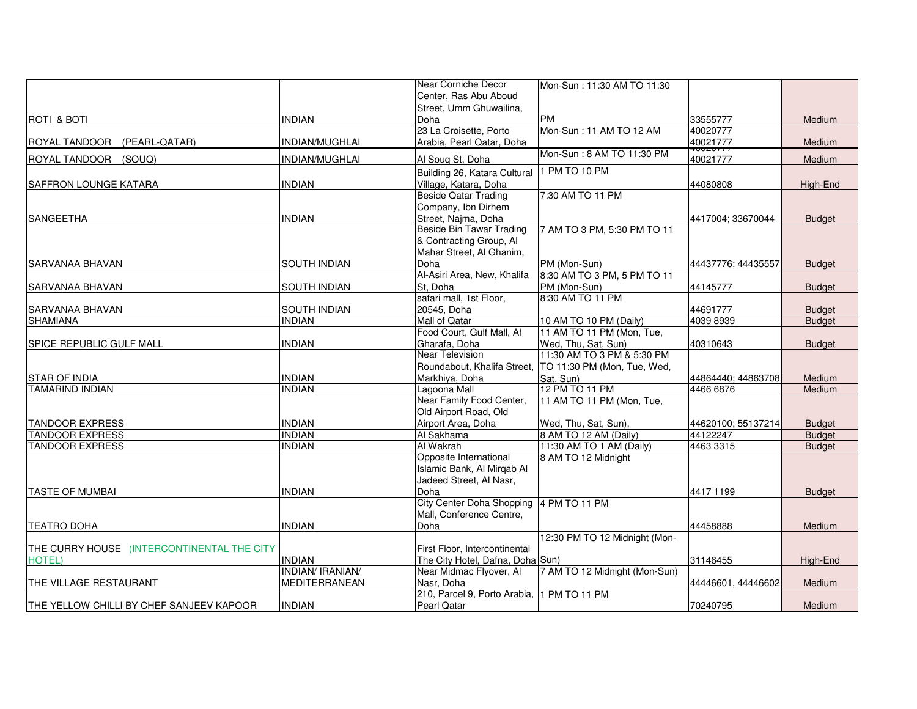| | | | | | |
|---|---|---|---|---|---|
| ROTI & BOTI | INDIAN | Near Corniche Decor Center, Ras Abu Aboud Street, Umm Ghuwailina, Doha | Mon-Sun : 11:30 AM TO 11:30 PM | 33555777 | Medium |
| ROYAL TANDOOR (PEARL-QATAR) | INDIAN/MUGHLAI | 23 La Croisette, Porto Arabia, Pearl Qatar, Doha | Mon-Sun : 11 AM TO 12 AM | 40020777 40021777 | Medium |
| ROYAL TANDOOR (SOUQ) | INDIAN/MUGHLAI | Al Souq St, Doha | Mon-Sun : 8 AM TO 11:30 PM | 40020777 40021777 | Medium |
| SAFFRON LOUNGE KATARA | INDIAN | Building 26, Katara Cultural Village, Katara, Doha | 1 PM TO 10 PM | 44080808 | High-End |
| SANGEETHA | INDIAN | Beside Qatar Trading Company, Ibn Dirhem Street, Najma, Doha | 7:30 AM TO 11 PM | 4417004; 33670044 | Budget |
| SARVANAA BHAVAN | SOUTH INDIAN | Beside Bin Tawar Trading & Contracting Group, Al Mahar Street, Al Ghanim, Doha | 7 AM TO 3 PM, 5:30 PM TO 11 PM (Mon-Sun) | 44437776; 44435557 | Budget |
| SARVANAA BHAVAN | SOUTH INDIAN | Al-Asiri Area, New, Khalifa St, Doha | 8:30 AM TO 3 PM, 5 PM TO 11 PM (Mon-Sun) | 44145777 | Budget |
| SARVANAA BHAVAN | SOUTH INDIAN | safari mall, 1st Floor, 20545, Doha | 8:30 AM TO 11 PM | 44691777 | Budget |
| SHAMIANA | INDIAN | Mall of Qatar | 10 AM TO 10 PM (Daily) | 4039 8939 | Budget |
| SPICE REPUBLIC GULF MALL | INDIAN | Food Court, Gulf Mall, Al Gharafa, Doha | 11 AM TO 11 PM (Mon, Tue, Wed, Thu, Sat, Sun) | 40310643 | Budget |
| STAR OF INDIA | INDIAN | Near Television Roundabout, Khalifa Street, Markhiya, Doha | 11:30 AM TO 3 PM & 5:30 PM TO 11:30 PM (Mon, Tue, Wed, Sat, Sun) | 44864440; 44863708 | Medium |
| TAMARIND INDIAN | INDIAN | Lagoona Mall | 12 PM TO 11 PM | 4466 6876 | Medium |
| TANDOOR EXPRESS | INDIAN | Near Family Food Center, Old Airport Road, Old Airport Area, Doha | 11 AM TO 11 PM (Mon, Tue, Wed, Thu, Sat, Sun), | 44620100; 55137214 | Budget |
| TANDOOR EXPRESS | INDIAN | Al Sakhama | 8 AM TO 12 AM (Daily) | 44122247 | Budget |
| TANDOOR EXPRESS | INDIAN | Al Wakrah | 11:30 AM TO 1 AM (Daily) | 4463 3315 | Budget |
| TASTE OF MUMBAI | INDIAN | Opposite International Islamic Bank, Al Mirqab Al Jadeed Street, Al Nasr, Doha | 8 AM TO 12 Midnight | 4417 1199 | Budget |
| TEATRO DOHA | INDIAN | City Center Doha Shopping Mall, Conference Centre, Doha | 4 PM TO 11 PM | 44458888 | Medium |
| THE CURRY HOUSE (INTERCONTINENTAL THE CITY HOTEL) | INDIAN | First Floor, Intercontinental The City Hotel, Dafna, Doha | 12:30 PM TO 12 Midnight (Mon-Sun) | 31146455 | High-End |
| THE VILLAGE RESTAURANT | INDIAN/ IRANIAN/ MEDITERRANEAN | Near Midmac Flyover, Al Nasr, Doha | 7 AM TO 12 Midnight (Mon-Sun) | 44446601, 44446602 | Medium |
| THE YELLOW CHILLI BY CHEF SANJEEV KAPOOR | INDIAN | 210, Parcel 9, Porto Arabia, Pearl Qatar | 1 PM TO 11 PM | 70240795 | Medium |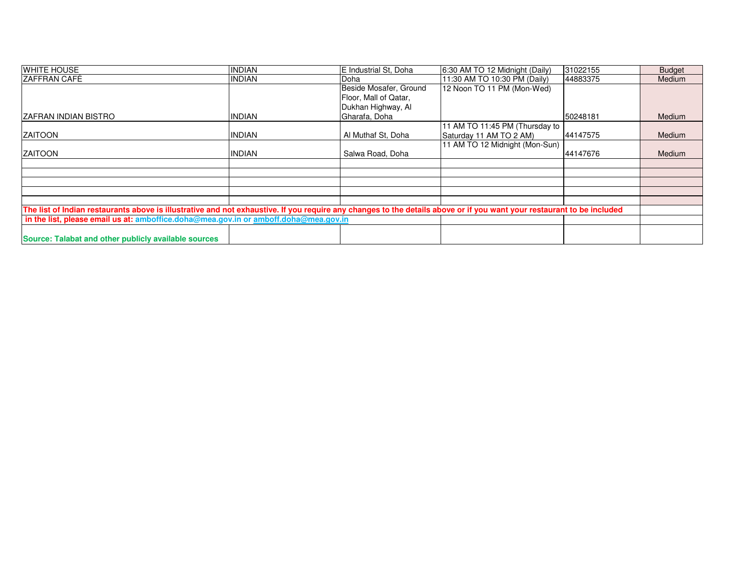| | | | | | |
|---|---|---|---|---|---|
| WHITE HOUSE | INDIAN | E Industrial St, Doha | 6:30 AM TO 12 Midnight (Daily) | 31022155 | Budget |
| ZAFFRAN CAFÉ | INDIAN | Doha | 11:30 AM TO 10:30 PM (Daily) | 44883375 | Medium |
| ZAFRAN INDIAN BISTRO | INDIAN | Beside Mosafer, Ground Floor, Mall of Qatar, Dukhan Highway, Al Gharafa, Doha | 12 Noon TO 11 PM (Mon-Wed) | 50248181 | Medium |
| ZAITOON | INDIAN | Al Muthaf St, Doha | 11 AM TO 11:45 PM (Thursday to Saturday 11 AM TO 2 AM) | 44147575 | Medium |
| ZAITOON | INDIAN | Salwa Road, Doha | 11 AM TO 12 Midnight (Mon-Sun) | 44147676 | Medium |
| | | | | | |
| | | | | | |
| | | | | | |
| | | | | | |
| | | | | | |

**The list of Indian restaurants above is illustrative and not exhaustive. If you require any changes to the details above or if you want your restaurant to be included in the list, please email us at: amboffice.doha@mea.gov.in or amboff.doha@mea.gov.in**

**Source: Talabat and other publicly available sources**